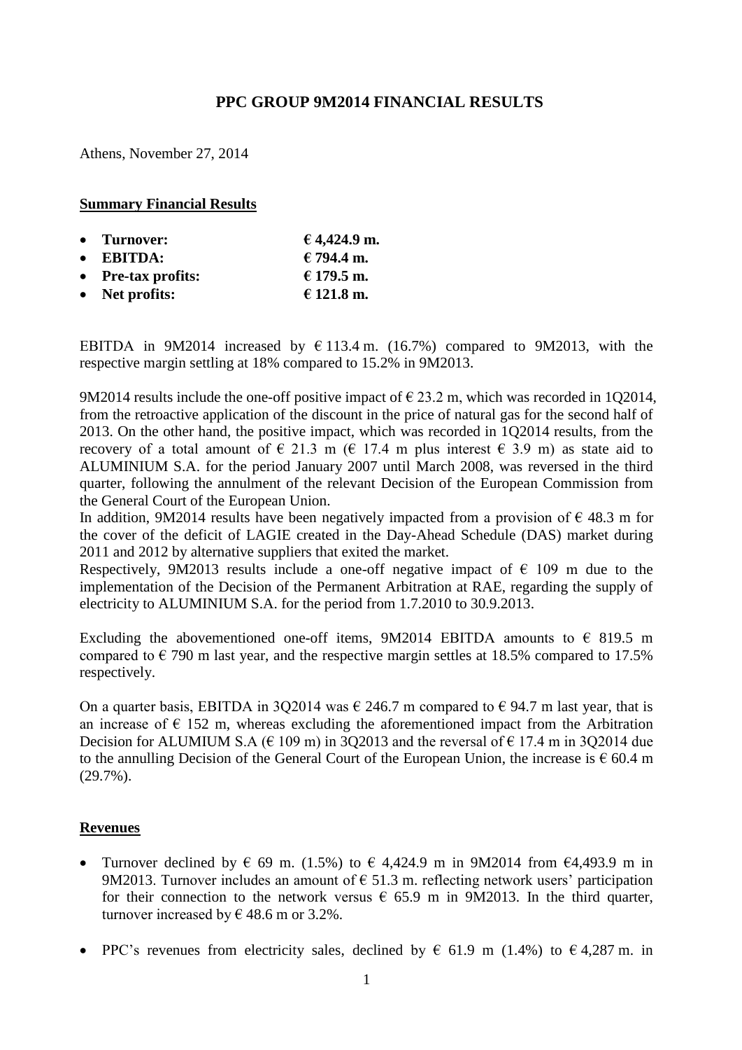# PPC GROUP 9M2014 FINANCIAL RESULTS

Athens, November 27, 2014

## Summary Financial Results

- **Turnover:** **€ 4,424.9 m.**
- **EBITDA:** **€ 794.4 m.**
- **Pre-tax profits:** **€ 179.5 m.**
- **Net profits:** **€ 121.8 m.**

EBITDA in 9M2014 increased by € 113.4 m. (16.7%) compared to 9M2013, with the respective margin settling at 18% compared to 15.2% in 9M2013.

9M2014 results include the one-off positive impact of € 23.2 m, which was recorded in 1Q2014, from the retroactive application of the discount in the price of natural gas for the second half of 2013. On the other hand, the positive impact, which was recorded in 1Q2014 results, from the recovery of a total amount of € 21.3 m (€ 17.4 m plus interest € 3.9 m) as state aid to ALUMINIUM S.A. for the period January 2007 until March 2008, was reversed in the third quarter, following the annulment of the relevant Decision of the European Commission from the General Court of the European Union.

In addition, 9M2014 results have been negatively impacted from a provision of € 48.3 m for the cover of the deficit of LAGIE created in the Day-Ahead Schedule (DAS) market during 2011 and 2012 by alternative suppliers that exited the market.

Respectively, 9M2013 results include a one-off negative impact of € 109 m due to the implementation of the Decision of the Permanent Arbitration at RAE, regarding the supply of electricity to ALUMINIUM S.A. for the period from 1.7.2010 to 30.9.2013.

Excluding the abovementioned one-off items, 9M2014 EBITDA amounts to € 819.5 m compared to € 790 m last year, and the respective margin settles at 18.5% compared to 17.5% respectively.

On a quarter basis, EBITDA in 3Q2014 was € 246.7 m compared to € 94.7 m last year, that is an increase of € 152 m, whereas excluding the aforementioned impact from the Arbitration Decision for ALUMIUM S.A (€ 109 m) in 3Q2013 and the reversal of € 17.4 m in 3Q2014 due to the annulling Decision of the General Court of the European Union, the increase is € 60.4 m (29.7%).

## Revenues

- Turnover declined by € 69 m. (1.5%) to € 4,424.9 m in 9M2014 from €4,493.9 m in 9M2013. Turnover includes an amount of € 51.3 m. reflecting network users' participation for their connection to the network versus € 65.9 m in 9M2013. In the third quarter, turnover increased by € 48.6 m or 3.2%.

- PPC's revenues from electricity sales, declined by € 61.9 m (1.4%) to € 4,287 m. in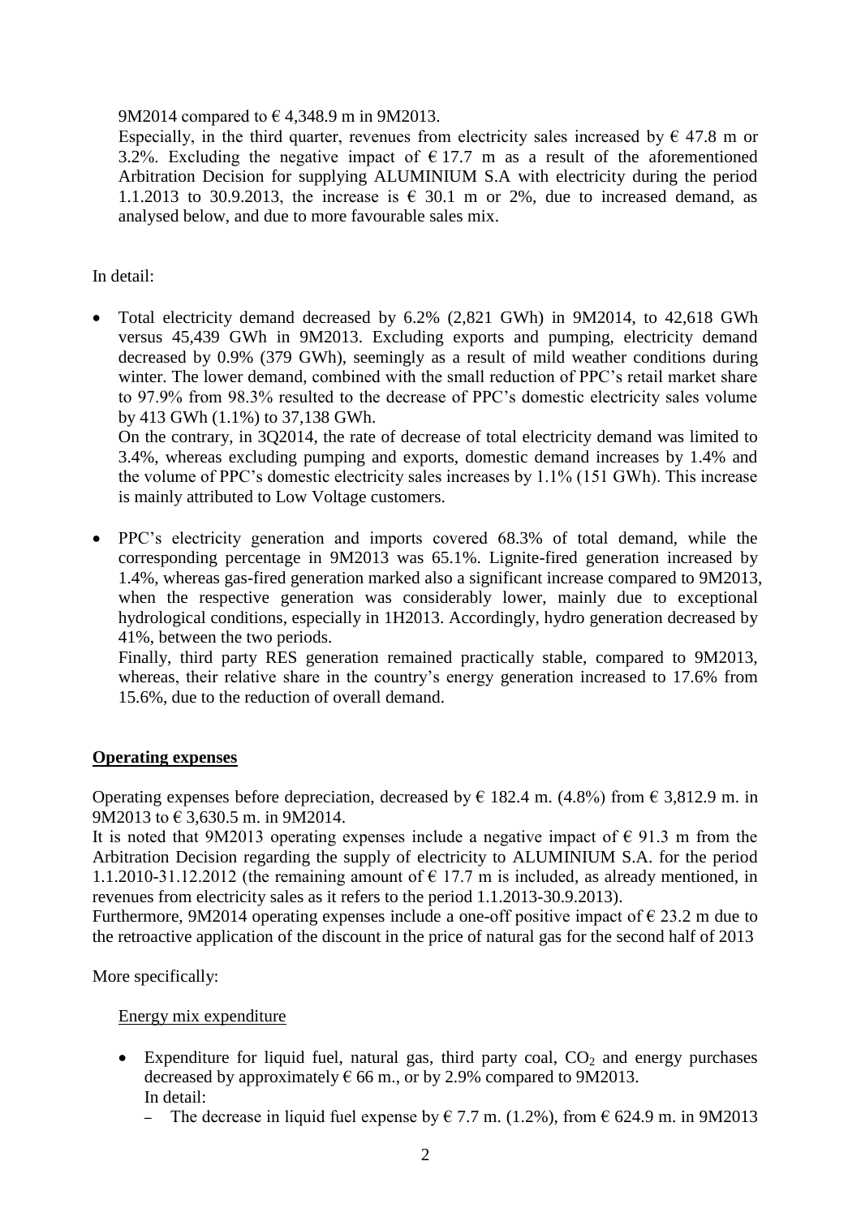9M2014 compared to € 4,348.9 m in 9M2013.

Especially, in the third quarter, revenues from electricity sales increased by € 47.8 m or 3.2%. Excluding the negative impact of € 17.7 m as a result of the aforementioned Arbitration Decision for supplying ALUMINIUM S.A with electricity during the period 1.1.2013 to 30.9.2013, the increase is € 30.1 m or 2%, due to increased demand, as analysed below, and due to more favourable sales mix.

In detail:

- Total electricity demand decreased by 6.2% (2,821 GWh) in 9M2014, to 42,618 GWh versus 45,439 GWh in 9M2013. Excluding exports and pumping, electricity demand decreased by 0.9% (379 GWh), seemingly as a result of mild weather conditions during winter. The lower demand, combined with the small reduction of PPC's retail market share to 97.9% from 98.3% resulted to the decrease of PPC's domestic electricity sales volume by 413 GWh (1.1%) to 37,138 GWh.

  On the contrary, in 3Q2014, the rate of decrease of total electricity demand was limited to 3.4%, whereas excluding pumping and exports, domestic demand increases by 1.4% and the volume of PPC's domestic electricity sales increases by 1.1% (151 GWh). This increase is mainly attributed to Low Voltage customers.

- PPC's electricity generation and imports covered 68.3% of total demand, while the corresponding percentage in 9M2013 was 65.1%. Lignite-fired generation increased by 1.4%, whereas gas-fired generation marked also a significant increase compared to 9M2013, when the respective generation was considerably lower, mainly due to exceptional hydrological conditions, especially in 1H2013. Accordingly, hydro generation decreased by 41%, between the two periods.

  Finally, third party RES generation remained practically stable, compared to 9M2013, whereas, their relative share in the country's energy generation increased to 17.6% from 15.6%, due to the reduction of overall demand.

## Operating expenses

Operating expenses before depreciation, decreased by € 182.4 m. (4.8%) from € 3,812.9 m. in 9M2013 to € 3,630.5 m. in 9M2014.

It is noted that 9M2013 operating expenses include a negative impact of € 91.3 m from the Arbitration Decision regarding the supply of electricity to ALUMINIUM S.A. for the period 1.1.2010-31.12.2012 (the remaining amount of € 17.7 m is included, as already mentioned, in revenues from electricity sales as it refers to the period 1.1.2013-30.9.2013).

Furthermore, 9M2014 operating expenses include a one-off positive impact of € 23.2 m due to the retroactive application of the discount in the price of natural gas for the second half of 2013

More specifically:

Energy mix expenditure

- Expenditure for liquid fuel, natural gas, third party coal, $CO_2$ and energy purchases decreased by approximately € 66 m., or by 2.9% compared to 9M2013.

  In detail:

  - The decrease in liquid fuel expense by € 7.7 m. (1.2%), from € 624.9 m. in 9M2013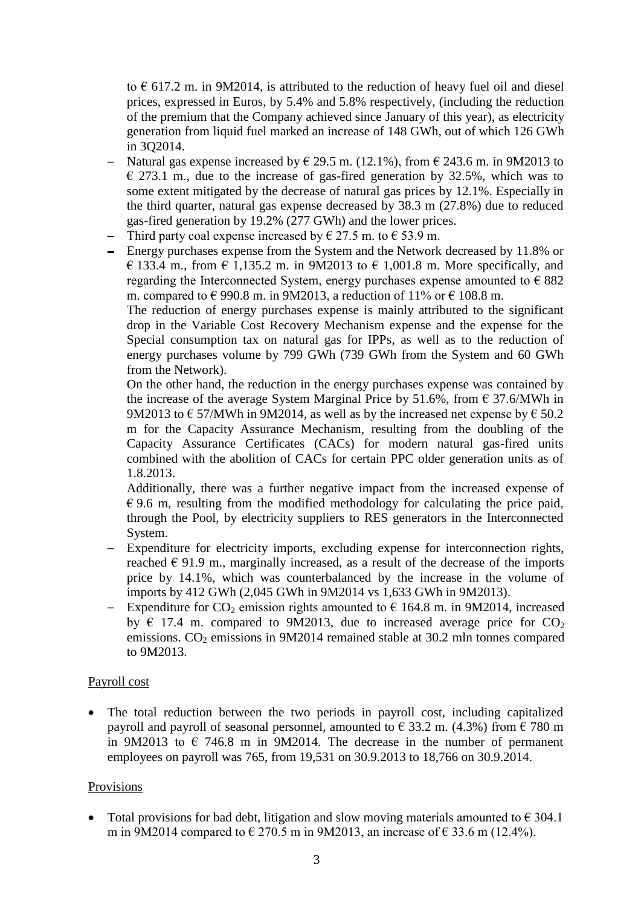to € 617.2 m. in 9M2014, is attributed to the reduction of heavy fuel oil and diesel prices, expressed in Euros, by 5.4% and 5.8% respectively, (including the reduction of the premium that the Company achieved since January of this year), as electricity generation from liquid fuel marked an increase of 148 GWh, out of which 126 GWh in 3Q2014.

- Natural gas expense increased by € 29.5 m. (12.1%), from € 243.6 m. in 9M2013 to € 273.1 m., due to the increase of gas-fired generation by 32.5%, which was to some extent mitigated by the decrease of natural gas prices by 12.1%. Especially in the third quarter, natural gas expense decreased by 38.3 m (27.8%) due to reduced gas-fired generation by 19.2% (277 GWh) and the lower prices.
- Third party coal expense increased by € 27.5 m. to € 53.9 m.
- Energy purchases expense from the System and the Network decreased by 11.8% or € 133.4 m., from € 1,135.2 m. in 9M2013 to € 1,001.8 m. More specifically, and regarding the Interconnected System, energy purchases expense amounted to € 882 m. compared to € 990.8 m. in 9M2013, a reduction of 11% or € 108.8 m.

  The reduction of energy purchases expense is mainly attributed to the significant drop in the Variable Cost Recovery Mechanism expense and the expense for the Special consumption tax on natural gas for IPPs, as well as to the reduction of energy purchases volume by 799 GWh (739 GWh from the System and 60 GWh from the Network).

  On the other hand, the reduction in the energy purchases expense was contained by the increase of the average System Marginal Price by 51.6%, from € 37.6/MWh in 9M2013 to € 57/MWh in 9M2014, as well as by the increased net expense by € 50.2 m for the Capacity Assurance Mechanism, resulting from the doubling of the Capacity Assurance Certificates (CACs) for modern natural gas-fired units combined with the abolition of CACs for certain PPC older generation units as of 1.8.2013.

  Additionally, there was a further negative impact from the increased expense of € 9.6 m, resulting from the modified methodology for calculating the price paid, through the Pool, by electricity suppliers to RES generators in the Interconnected System.
- Expenditure for electricity imports, excluding expense for interconnection rights, reached € 91.9 m., marginally increased, as a result of the decrease of the imports price by 14.1%, which was counterbalanced by the increase in the volume of imports by 412 GWh (2,045 GWh in 9M2014 vs 1,633 GWh in 9M2013).
- Expenditure for $CO_2$ emission rights amounted to € 164.8 m. in 9M2014, increased by € 17.4 m. compared to 9M2013, due to increased average price for $CO_2$ emissions. $CO_2$ emissions in 9M2014 remained stable at 30.2 mln tonnes compared to 9M2013.

Payroll cost

- The total reduction between the two periods in payroll cost, including capitalized payroll and payroll of seasonal personnel, amounted to € 33.2 m. (4.3%) from € 780 m in 9M2013 to € 746.8 m in 9M2014. The decrease in the number of permanent employees on payroll was 765, from 19,531 on 30.9.2013 to 18,766 on 30.9.2014.

Provisions

- Total provisions for bad debt, litigation and slow moving materials amounted to € 304.1 m in 9M2014 compared to € 270.5 m in 9M2013, an increase of € 33.6 m (12.4%).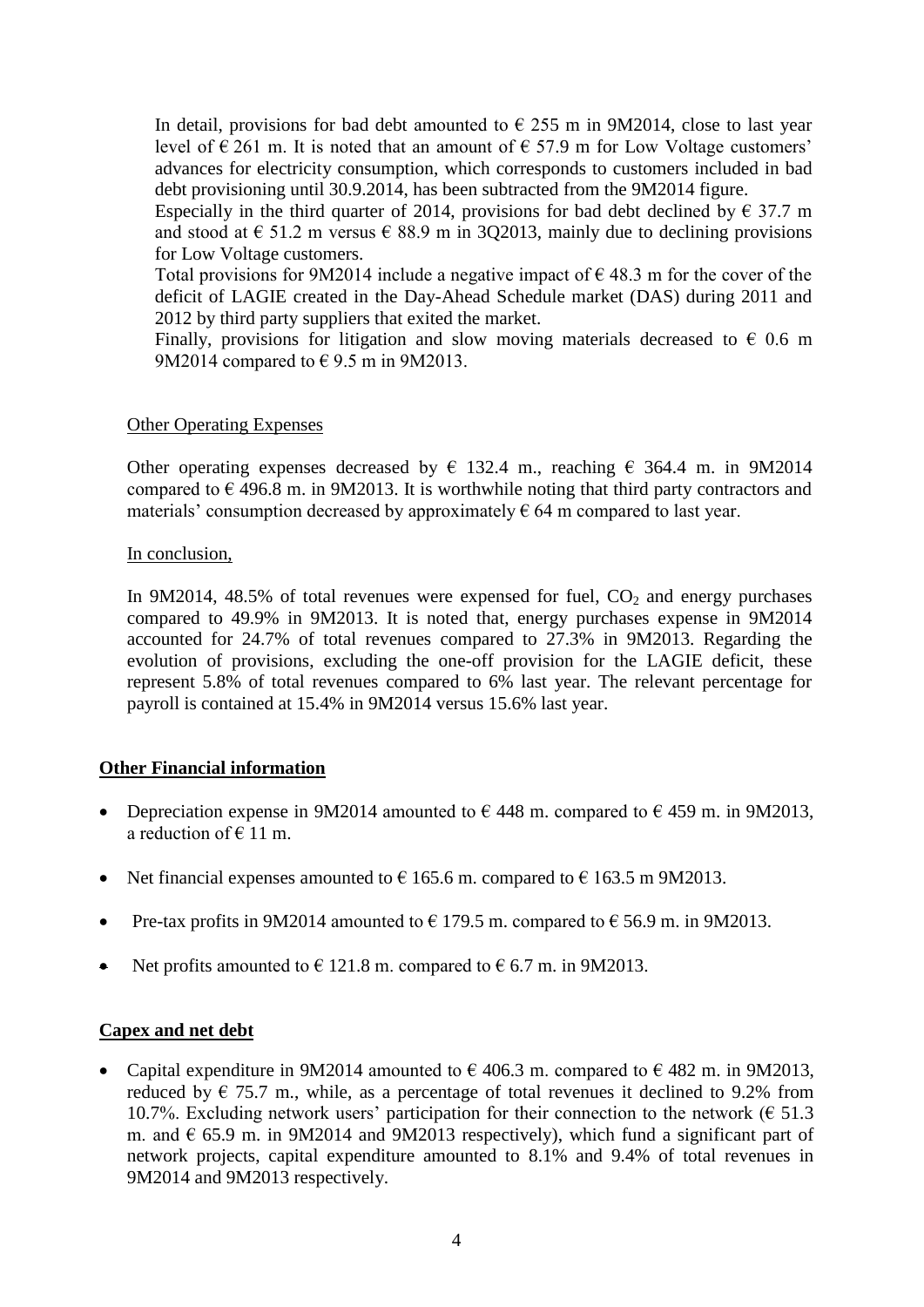In detail, provisions for bad debt amounted to € 255 m in 9M2014, close to last year level of € 261 m. It is noted that an amount of € 57.9 m for Low Voltage customers' advances for electricity consumption, which corresponds to customers included in bad debt provisioning until 30.9.2014, has been subtracted from the 9M2014 figure.
Especially in the third quarter of 2014, provisions for bad debt declined by € 37.7 m and stood at € 51.2 m versus € 88.9 m in 3Q2013, mainly due to declining provisions for Low Voltage customers.
Total provisions for 9M2014 include a negative impact of € 48.3 m for the cover of the deficit of LAGIE created in the Day-Ahead Schedule market (DAS) during 2011 and 2012 by third party suppliers that exited the market.
Finally, provisions for litigation and slow moving materials decreased to € 0.6 m 9M2014 compared to € 9.5 m in 9M2013.

<u>Other Operating Expenses</u>

Other operating expenses decreased by € 132.4 m., reaching € 364.4 m. in 9M2014 compared to € 496.8 m. in 9M2013. It is worthwhile noting that third party contractors and materials' consumption decreased by approximately € 64 m compared to last year.

<u>In conclusion,</u>

In 9M2014, 48.5% of total revenues were expensed for fuel, $CO_2$ and energy purchases compared to 49.9% in 9M2013. It is noted that, energy purchases expense in 9M2014 accounted for 24.7% of total revenues compared to 27.3% in 9M2013. Regarding the evolution of provisions, excluding the one-off provision for the LAGIE deficit, these represent 5.8% of total revenues compared to 6% last year. The relevant percentage for payroll is contained at 15.4% in 9M2014 versus 15.6% last year.

## Other Financial information

- Depreciation expense in 9M2014 amounted to € 448 m. compared to € 459 m. in 9M2013, a reduction of € 11 m.
- Net financial expenses amounted to € 165.6 m. compared to € 163.5 m 9M2013.
- Pre-tax profits in 9M2014 amounted to € 179.5 m. compared to € 56.9 m. in 9M2013.
- Net profits amounted to € 121.8 m. compared to € 6.7 m. in 9M2013.

## Capex and net debt

- Capital expenditure in 9M2014 amounted to € 406.3 m. compared to € 482 m. in 9M2013, reduced by € 75.7 m., while, as a percentage of total revenues it declined to 9.2% from 10.7%. Excluding network users' participation for their connection to the network (€ 51.3 m. and € 65.9 m. in 9M2014 and 9M2013 respectively), which fund a significant part of network projects, capital expenditure amounted to 8.1% and 9.4% of total revenues in 9M2014 and 9M2013 respectively.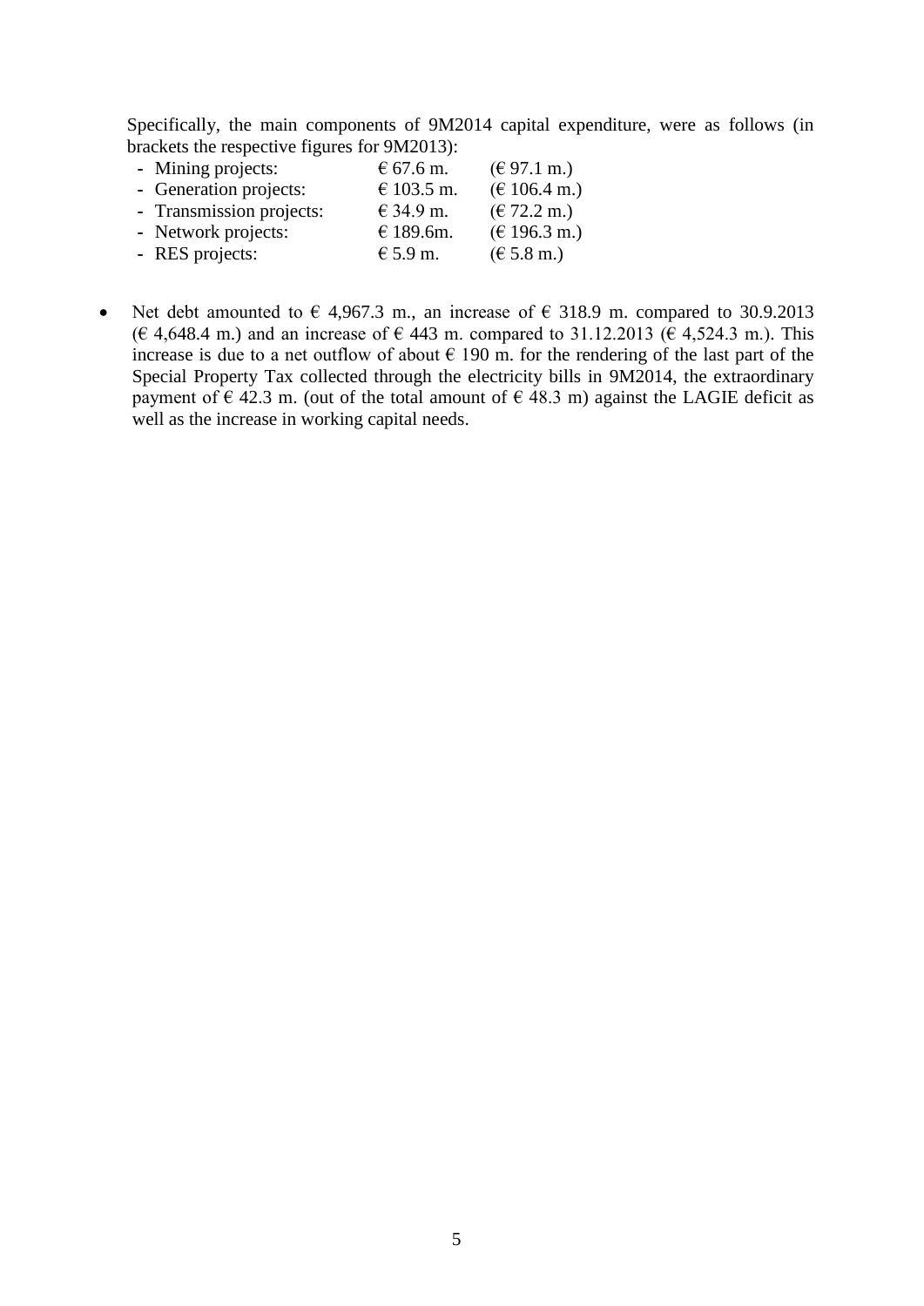Specifically, the main components of 9M2014 capital expenditure, were as follows (in brackets the respective figures for 9M2013):

- Mining projects: € 67.6 m. (€ 97.1 m.)
- Generation projects: € 103.5 m. (€ 106.4 m.)
- Transmission projects: € 34.9 m. (€ 72.2 m.)
- Network projects: € 189.6m. (€ 196.3 m.)
- RES projects: € 5.9 m. (€ 5.8 m.)

- Net debt amounted to € 4,967.3 m., an increase of € 318.9 m. compared to 30.9.2013 (€ 4,648.4 m.) and an increase of € 443 m. compared to 31.12.2013 (€ 4,524.3 m.). This increase is due to a net outflow of about € 190 m. for the rendering of the last part of the Special Property Tax collected through the electricity bills in 9M2014, the extraordinary payment of € 42.3 m. (out of the total amount of € 48.3 m) against the LAGIE deficit as well as the increase in working capital needs.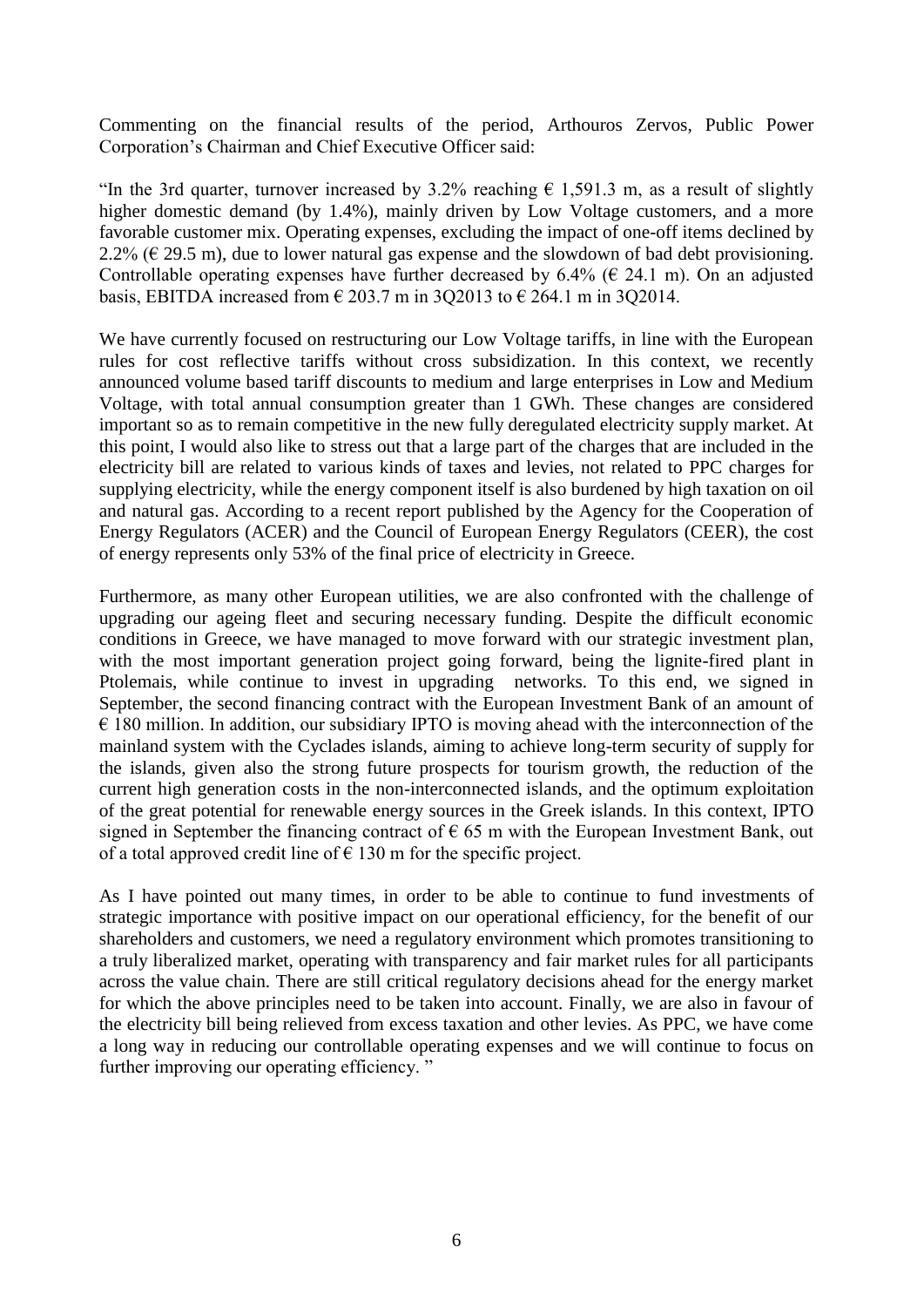Commenting on the financial results of the period, Arthouros Zervos, Public Power Corporation's Chairman and Chief Executive Officer said:

"In the 3rd quarter, turnover increased by 3.2% reaching € 1,591.3 m, as a result of slightly higher domestic demand (by 1.4%), mainly driven by Low Voltage customers, and a more favorable customer mix. Operating expenses, excluding the impact of one-off items declined by 2.2% (€ 29.5 m), due to lower natural gas expense and the slowdown of bad debt provisioning. Controllable operating expenses have further decreased by 6.4% (€ 24.1 m). On an adjusted basis, EBITDA increased from € 203.7 m in 3Q2013 to € 264.1 m in 3Q2014.

We have currently focused on restructuring our Low Voltage tariffs, in line with the European rules for cost reflective tariffs without cross subsidization. In this context, we recently announced volume based tariff discounts to medium and large enterprises in Low and Medium Voltage, with total annual consumption greater than 1 GWh. These changes are considered important so as to remain competitive in the new fully deregulated electricity supply market. At this point, I would also like to stress out that a large part of the charges that are included in the electricity bill are related to various kinds of taxes and levies, not related to PPC charges for supplying electricity, while the energy component itself is also burdened by high taxation on oil and natural gas. According to a recent report published by the Agency for the Cooperation of Energy Regulators (ACER) and the Council of European Energy Regulators (CEER), the cost of energy represents only 53% of the final price of electricity in Greece.

Furthermore, as many other European utilities, we are also confronted with the challenge of upgrading our ageing fleet and securing necessary funding. Despite the difficult economic conditions in Greece, we have managed to move forward with our strategic investment plan, with the most important generation project going forward, being the lignite-fired plant in Ptolemais, while continue to invest in upgrading networks. To this end, we signed in September, the second financing contract with the European Investment Bank of an amount of € 180 million. In addition, our subsidiary IPTO is moving ahead with the interconnection of the mainland system with the Cyclades islands, aiming to achieve long-term security of supply for the islands, given also the strong future prospects for tourism growth, the reduction of the current high generation costs in the non-interconnected islands, and the optimum exploitation of the great potential for renewable energy sources in the Greek islands. In this context, IPTO signed in September the financing contract of € 65 m with the European Investment Bank, out of a total approved credit line of € 130 m for the specific project.

As I have pointed out many times, in order to be able to continue to fund investments of strategic importance with positive impact on our operational efficiency, for the benefit of our shareholders and customers, we need a regulatory environment which promotes transitioning to a truly liberalized market, operating with transparency and fair market rules for all participants across the value chain. There are still critical regulatory decisions ahead for the energy market for which the above principles need to be taken into account. Finally, we are also in favour of the electricity bill being relieved from excess taxation and other levies. As PPC, we have come a long way in reducing our controllable operating expenses and we will continue to focus on further improving our operating efficiency. "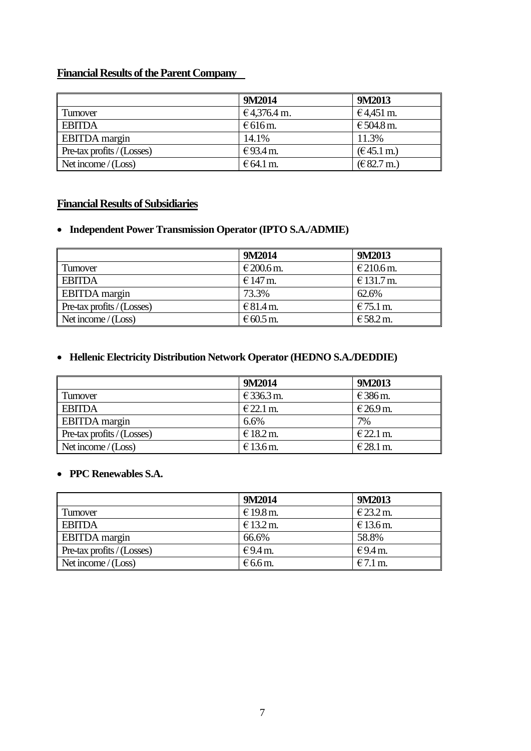## Financial Results of the Parent Company

| | 9M2014 | 9M2013 |
|---|---|---|
| Turnover | € 4,376.4 m. | € 4,451 m. |
| EBITDA | € 616 m. | € 504.8 m. |
| EBITDA margin | 14.1% | 11.3% |
| Pre-tax profits / (Losses) | € 93.4 m. | (€ 45.1 m.) |
| Net income / (Loss) | € 64.1 m. | (€ 82.7 m.) |

## Financial Results of Subsidiaries

- **Independent Power Transmission Operator (IPTO S.A./ADMIE)**

| | 9M2014 | 9M2013 |
|---|---|---|
| Turnover | € 200.6 m. | € 210.6 m. |
| EBITDA | € 147 m. | € 131.7 m. |
| EBITDA margin | 73.3% | 62.6% |
| Pre-tax profits / (Losses) | € 81.4 m. | € 75.1 m. |
| Net income / (Loss) | € 60.5 m. | € 58.2 m. |

- **Hellenic Electricity Distribution Network Operator (HEDNO S.A./DEDDIE)**

| | 9M2014 | 9M2013 |
|---|---|---|
| Turnover | € 336.3 m. | € 386 m. |
| EBITDA | € 22.1 m. | € 26.9 m. |
| EBITDA margin | 6.6% | 7% |
| Pre-tax profits / (Losses) | € 18.2 m. | € 22.1 m. |
| Net income / (Loss) | € 13.6 m. | € 28.1 m. |

- **PPC Renewables S.A.**

| | 9M2014 | 9M2013 |
|---|---|---|
| Turnover | € 19.8 m. | € 23.2 m. |
| EBITDA | € 13.2 m. | € 13.6 m. |
| EBITDA margin | 66.6% | 58.8% |
| Pre-tax profits / (Losses) | € 9.4 m. | € 9.4 m. |
| Net income / (Loss) | € 6.6 m. | € 7.1 m. |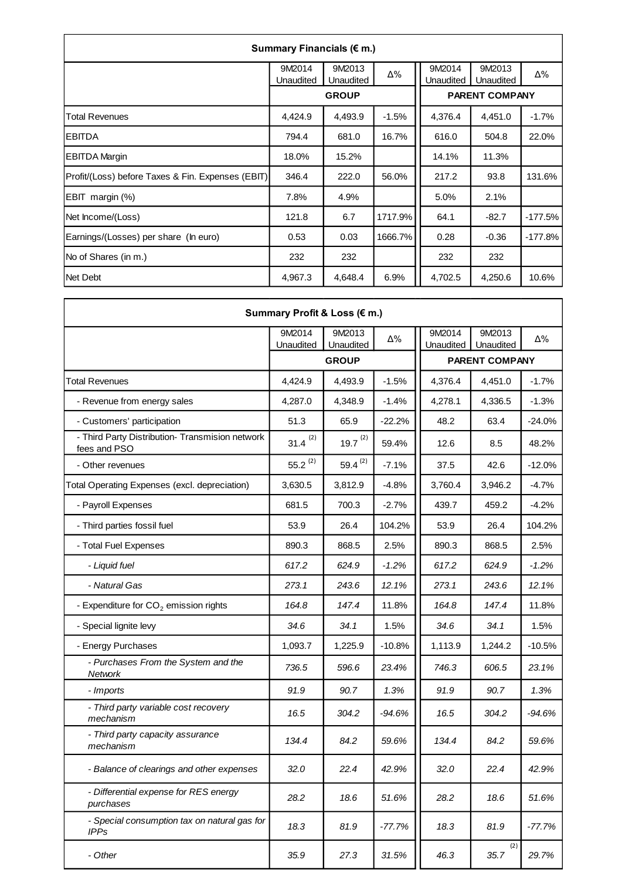| Summary Financials (€ m.) | | | | | | |
|---|---|---|---|---|---|---|
| | 9M2014 Unaudited | 9M2013 Unaudited | Δ% | 9M2014 Unaudited | 9M2013 Unaudited | Δ% |
| | GROUP | | | PARENT COMPANY | | |
| Total Revenues | 4,424.9 | 4,493.9 | -1.5% | 4,376.4 | 4,451.0 | -1.7% |
| EBITDA | 794.4 | 681.0 | 16.7% | 616.0 | 504.8 | 22.0% |
| EBITDA Margin | 18.0% | 15.2% | | 14.1% | 11.3% | |
| Profit/(Loss) before Taxes & Fin. Expenses (EBIT) | 346.4 | 222.0 | 56.0% | 217.2 | 93.8 | 131.6% |
| EBIT margin (%) | 7.8% | 4.9% | | 5.0% | 2.1% | |
| Net Income/(Loss) | 121.8 | 6.7 | 1717.9% | 64.1 | -82.7 | -177.5% |
| Earnings/(Losses) per share (In euro) | 0.53 | 0.03 | 1666.7% | 0.28 | -0.36 | -177.8% |
| No of Shares (in m.) | 232 | 232 | | 232 | 232 | |
| Net Debt | 4,967.3 | 4,648.4 | 6.9% | 4,702.5 | 4,250.6 | 10.6% |

| Summary Profit & Loss (€ m.) | | | | | | |
|---|---|---|---|---|---|---|
| | 9M2014 Unaudited | 9M2013 Unaudited | Δ% | 9M2014 Unaudited | 9M2013 Unaudited | Δ% |
| | GROUP | | | PARENT COMPANY | | |
| Total Revenues | 4,424.9 | 4,493.9 | -1.5% | 4,376.4 | 4,451.0 | -1.7% |
| - Revenue from energy sales | 4,287.0 | 4,348.9 | -1.4% | 4,278.1 | 4,336.5 | -1.3% |
| - Customers' participation | 51.3 | 65.9 | -22.2% | 48.2 | 63.4 | -24.0% |
| - Third Party Distribution- Transmision network fees and PSO | 31.4 (2) | 19.7 (2) | 59.4% | 12.6 | 8.5 | 48.2% |
| - Other revenues | 55.2 (2) | 59.4 (2) | -7.1% | 37.5 | 42.6 | -12.0% |
| Total Operating Expenses (excl. depreciation) | 3,630.5 | 3,812.9 | -4.8% | 3,760.4 | 3,946.2 | -4.7% |
| - Payroll Expenses | 681.5 | 700.3 | -2.7% | 439.7 | 459.2 | -4.2% |
| - Third parties fossil fuel | 53.9 | 26.4 | 104.2% | 53.9 | 26.4 | 104.2% |
| - Total Fuel Expenses | 890.3 | 868.5 | 2.5% | 890.3 | 868.5 | 2.5% |
| *- Liquid fuel* | *617.2* | *624.9* | *-1.2%* | *617.2* | *624.9* | *-1.2%* |
| *- Natural Gas* | *273.1* | *243.6* | *12.1%* | *273.1* | *243.6* | *12.1%* |
| - Expenditure for $CO_2$ emission rights | *164.8* | *147.4* | 11.8% | *164.8* | *147.4* | 11.8% |
| - Special lignite levy | *34.6* | *34.1* | 1.5% | *34.6* | *34.1* | 1.5% |
| - Energy Purchases | 1,093.7 | 1,225.9 | -10.8% | 1,113.9 | 1,244.2 | -10.5% |
| *- Purchases From the System and the Network* | *736.5* | *596.6* | *23.4%* | *746.3* | *606.5* | *23.1%* |
| *- Imports* | *91.9* | *90.7* | *1.3%* | *91.9* | *90.7* | *1.3%* |
| *- Third party variable cost recovery mechanism* | *16.5* | *304.2* | *-94.6%* | *16.5* | *304.2* | *-94.6%* |
| *- Third party capacity assurance mechanism* | *134.4* | *84.2* | *59.6%* | *134.4* | *84.2* | *59.6%* |
| *- Balance of clearings and other expenses* | *32.0* | *22.4* | *42.9%* | *32.0* | *22.4* | *42.9%* |
| *- Differential expense for RES energy purchases* | *28.2* | *18.6* | *51.6%* | *28.2* | *18.6* | *51.6%* |
| *- Special consumption tax on natural gas for IPPs* | *18.3* | *81.9* | *-77.7%* | *18.3* | *81.9* | *-77.7%* |
| *- Other* | *35.9* | *27.3* | *31.5%* | *46.3* | *35.7* (2) | *29.7%* |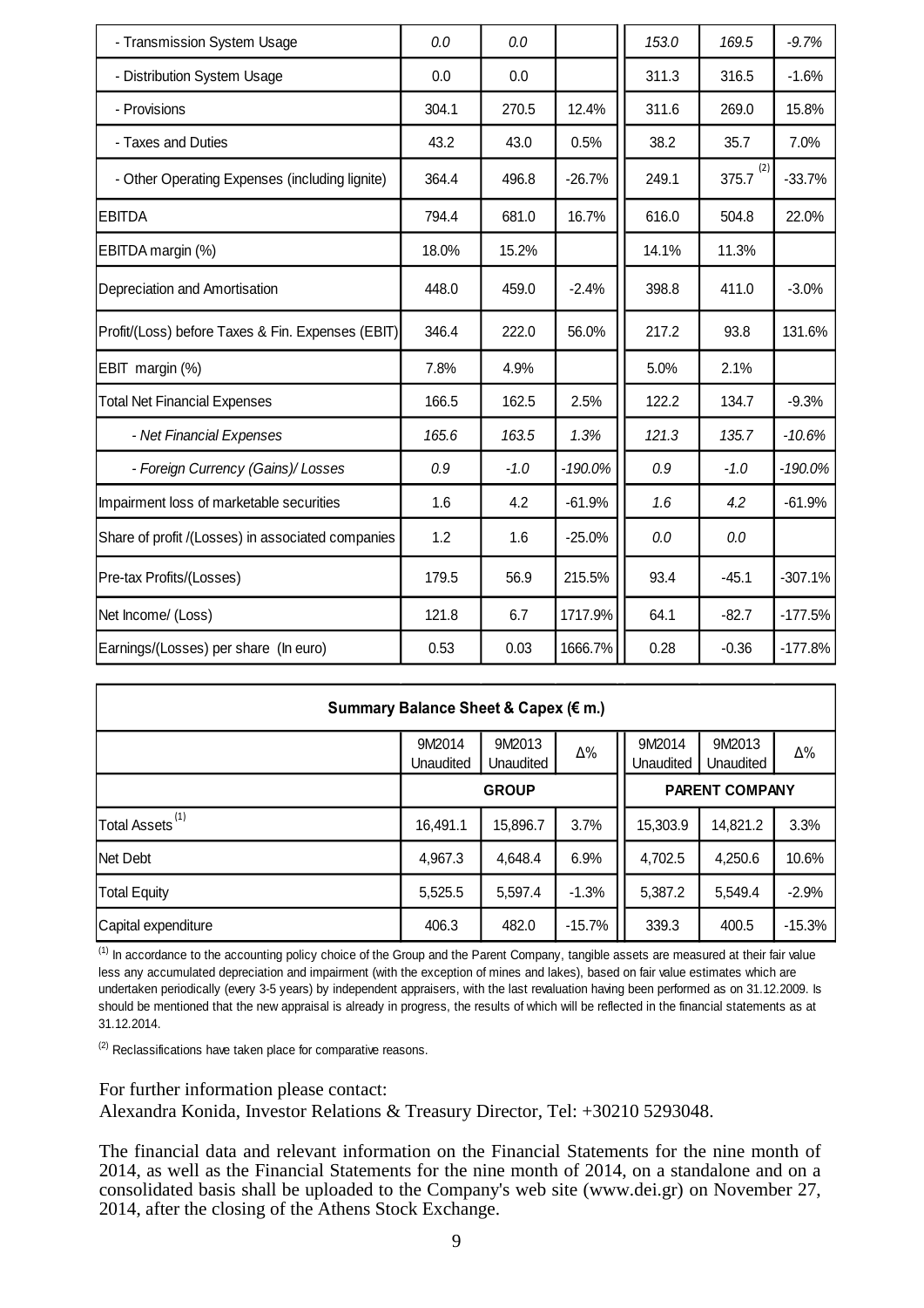| | | | | | | |
|---|---|---|---|---|---|---|
| - Transmission System Usage | *0.0* | *0.0* | | *153.0* | *169.5* | *-9.7%* |
| - Distribution System Usage | 0.0 | 0.0 | | 311.3 | 316.5 | -1.6% |
| - Provisions | 304.1 | 270.5 | 12.4% | 311.6 | 269.0 | 15.8% |
| - Taxes and Duties | 43.2 | 43.0 | 0.5% | 38.2 | 35.7 | 7.0% |
| - Other Operating Expenses (including lignite) | 364.4 | 496.8 | -26.7% | 249.1 | 375.7 [2] | -33.7% |
| EBITDA | 794.4 | 681.0 | 16.7% | 616.0 | 504.8 | 22.0% |
| EBITDA margin (%) | 18.0% | 15.2% | | 14.1% | 11.3% | |
| Depreciation and Amortisation | 448.0 | 459.0 | -2.4% | 398.8 | 411.0 | -3.0% |
| Profit/(Loss) before Taxes & Fin. Expenses (EBIT) | 346.4 | 222.0 | 56.0% | 217.2 | 93.8 | 131.6% |
| EBIT margin (%) | 7.8% | 4.9% | | 5.0% | 2.1% | |
| Total Net Financial Expenses | 166.5 | 162.5 | 2.5% | 122.2 | 134.7 | -9.3% |
| *- Net Financial Expenses* | *165.6* | *163.5* | *1.3%* | *121.3* | *135.7* | *-10.6%* |
| *- Foreign Currency (Gains)/ Losses* | *0.9* | *-1.0* | *-190.0%* | *0.9* | *-1.0* | *-190.0%* |
| Impairment loss of marketable securities | 1.6 | 4.2 | -61.9% | *1.6* | *4.2* | -61.9% |
| Share of profit /(Losses) in associated companies | 1.2 | 1.6 | -25.0% | *0.0* | *0.0* | |
| Pre-tax Profits/(Losses) | 179.5 | 56.9 | 215.5% | 93.4 | -45.1 | -307.1% |
| Net Income/ (Loss) | 121.8 | 6.7 | 1717.9% | 64.1 | -82.7 | -177.5% |
| Earnings/(Losses) per share (In euro) | 0.53 | 0.03 | 1666.7% | 0.28 | -0.36 | -177.8% |

**Summary Balance Sheet & Capex (€ m.)**

| | 9M2014 Unaudited | 9M2013 Unaudited | Δ% | 9M2014 Unaudited | 9M2013 Unaudited | Δ% |
|---|---|---|---|---|---|---|
| | **GROUP** | | | **PARENT COMPANY** | | |
| Total Assets [1] | 16,491.1 | 15,896.7 | 3.7% | 15,303.9 | 14,821.2 | 3.3% |
| Net Debt | 4,967.3 | 4,648.4 | 6.9% | 4,702.5 | 4,250.6 | 10.6% |
| Total Equity | 5,525.5 | 5,597.4 | -1.3% | 5,387.2 | 5,549.4 | -2.9% |
| Capital expenditure | 406.3 | 482.0 | -15.7% | 339.3 | 400.5 | -15.3% |

[1] In accordance to the accounting policy choice of the Group and the Parent Company, tangible assets are measured at their fair value less any accumulated depreciation and impairment (with the exception of mines and lakes), based on fair value estimates which are undertaken periodically (every 3-5 years) by independent appraisers, with the last revaluation having been performed as on 31.12.2009. Is should be mentioned that the new appraisal is already in progress, the results of which will be reflected in the financial statements as at 31.12.2014.

[2] Reclassifications have taken place for comparative reasons.

For further information please contact:
Alexandra Konida, Investor Relations & Treasury Director, Tel: +30210 5293048.

The financial data and relevant information on the Financial Statements for the nine month of 2014, as well as the Financial Statements for the nine month of 2014, on a standalone and on a consolidated basis shall be uploaded to the Company's web site (www.dei.gr) on November 27, 2014, after the closing of the Athens Stock Exchange.